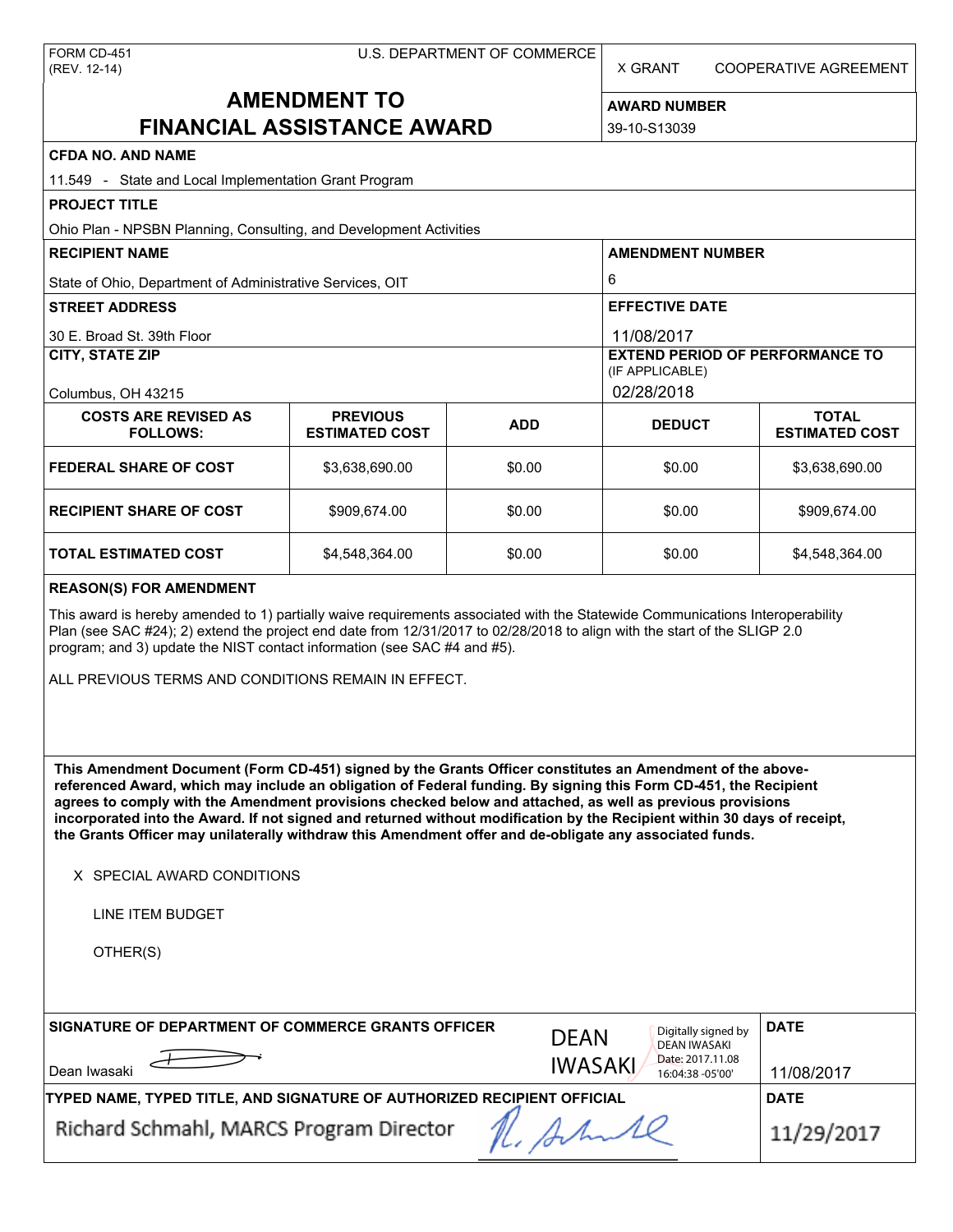FORM CD-451
(REV. 12-14)

U.S. DEPARTMENT OF COMMERCE

X GRANT COOPERATIVE AGREEMENT

# AMENDMENT TO FINANCIAL ASSISTANCE AWARD

**AWARD NUMBER**

39-10-S13039

**CFDA NO. AND NAME**

11.549 - State and Local Implementation Grant Program

**PROJECT TITLE**

Ohio Plan - NPSBN Planning, Consulting, and Development Activities

**RECIPIENT NAME**

State of Ohio, Department of Administrative Services, OIT

**AMENDMENT NUMBER**

6

**STREET ADDRESS**

30 E. Broad St. 39th Floor

**EFFECTIVE DATE**

11/08/2017

**CITY, STATE ZIP**

Columbus, OH 43215

**EXTEND PERIOD OF PERFORMANCE TO** (IF APPLICABLE)

02/28/2018

| COSTS ARE REVISED AS FOLLOWS: | PREVIOUS ESTIMATED COST | ADD | DEDUCT | TOTAL ESTIMATED COST |
|---|---|---|---|---|
| FEDERAL SHARE OF COST | $3,638,690.00 | $0.00 | $0.00 | $3,638,690.00 |
| RECIPIENT SHARE OF COST | $909,674.00 | $0.00 | $0.00 | $909,674.00 |
| TOTAL ESTIMATED COST | $4,548,364.00 | $0.00 | $0.00 | $4,548,364.00 |

**REASON(S) FOR AMENDMENT**

This award is hereby amended to 1) partially waive requirements associated with the Statewide Communications Interoperability Plan (see SAC #24); 2) extend the project end date from 12/31/2017 to 02/28/2018 to align with the start of the SLIGP 2.0 program; and 3) update the NIST contact information (see SAC #4 and #5).

ALL PREVIOUS TERMS AND CONDITIONS REMAIN IN EFFECT.

**This Amendment Document (Form CD-451) signed by the Grants Officer constitutes an Amendment of the above-referenced Award, which may include an obligation of Federal funding. By signing this Form CD-451, the Recipient agrees to comply with the Amendment provisions checked below and attached, as well as previous provisions incorporated into the Award. If not signed and returned without modification by the Recipient within 30 days of receipt, the Grants Officer may unilaterally withdraw this Amendment offer and de-obligate any associated funds.**

X SPECIAL AWARD CONDITIONS

LINE ITEM BUDGET

OTHER(S)

**SIGNATURE OF DEPARTMENT OF COMMERCE GRANTS OFFICER**

Dean Iwasaki

DEAN IWASAKI — Digitally signed by DEAN IWASAKI Date: 2017.11.08 16:04:38 -05'00'

**DATE**

11/08/2017

**TYPED NAME, TYPED TITLE, AND SIGNATURE OF AUTHORIZED RECIPIENT OFFICIAL**

Richard Schmahl, MARCS Program Director

**DATE**

11/29/2017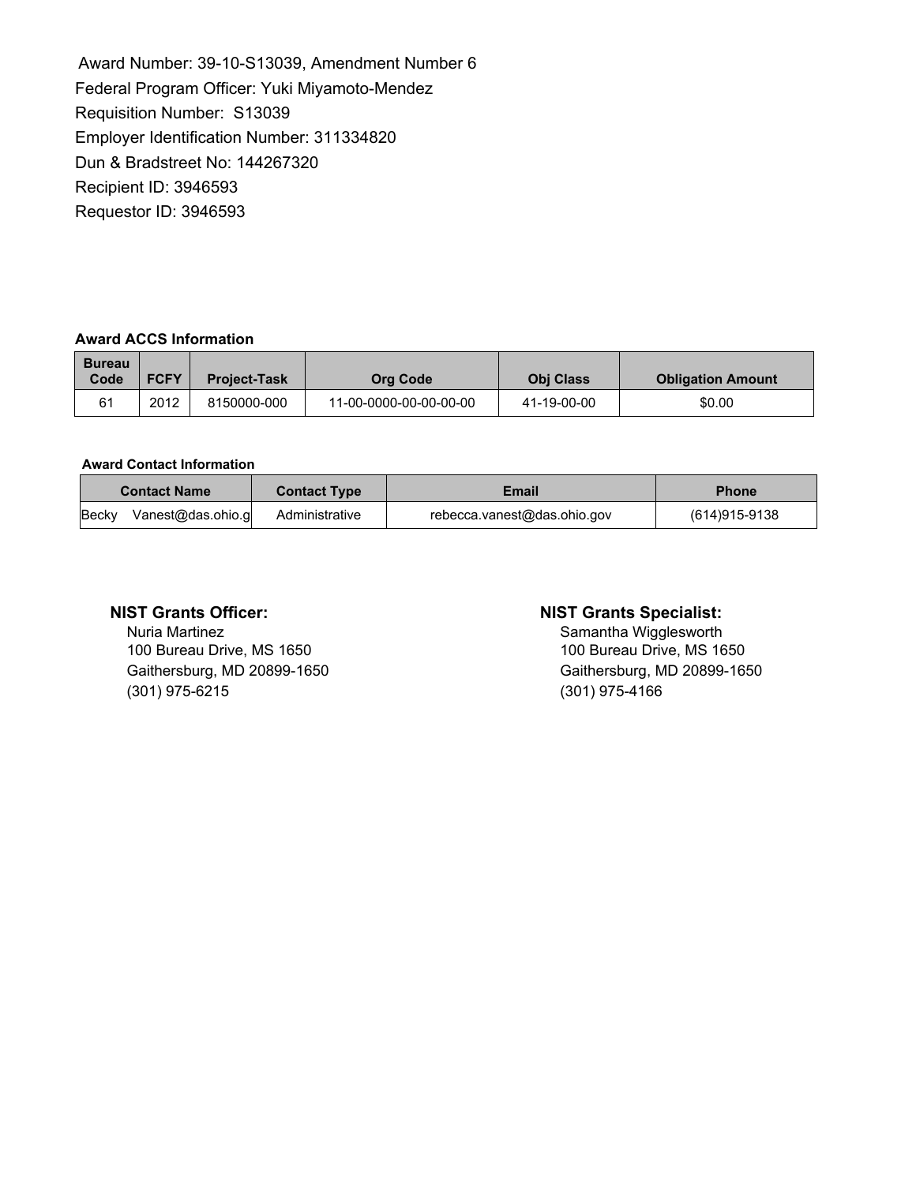Award Number: 39-10-S13039, Amendment Number 6
Federal Program Officer: Yuki Miyamoto-Mendez
Requisition Number: S13039
Employer Identification Number: 311334820
Dun & Bradstreet No: 144267320
Recipient ID: 3946593
Requestor ID: 3946593

**Award ACCS Information**

| Bureau Code | FCFY | Project-Task | Org Code | Obj Class | Obligation Amount |
|---|---|---|---|---|---|
| 61 | 2012 | 8150000-000 | 11-00-0000-00-00-00-00 | 41-19-00-00 | $0.00 |

**Award Contact Information**

| Contact Name | Contact Type | Email | Phone |
|---|---|---|---|
| Becky Vanest@das.ohio.g | Administrative | rebecca.vanest@das.ohio.gov | (614)915-9138 |

**NIST Grants Officer:**
Nuria Martinez
100 Bureau Drive, MS 1650
Gaithersburg, MD 20899-1650
(301) 975-6215

**NIST Grants Specialist:**
Samantha Wigglesworth
100 Bureau Drive, MS 1650
Gaithersburg, MD 20899-1650
(301) 975-4166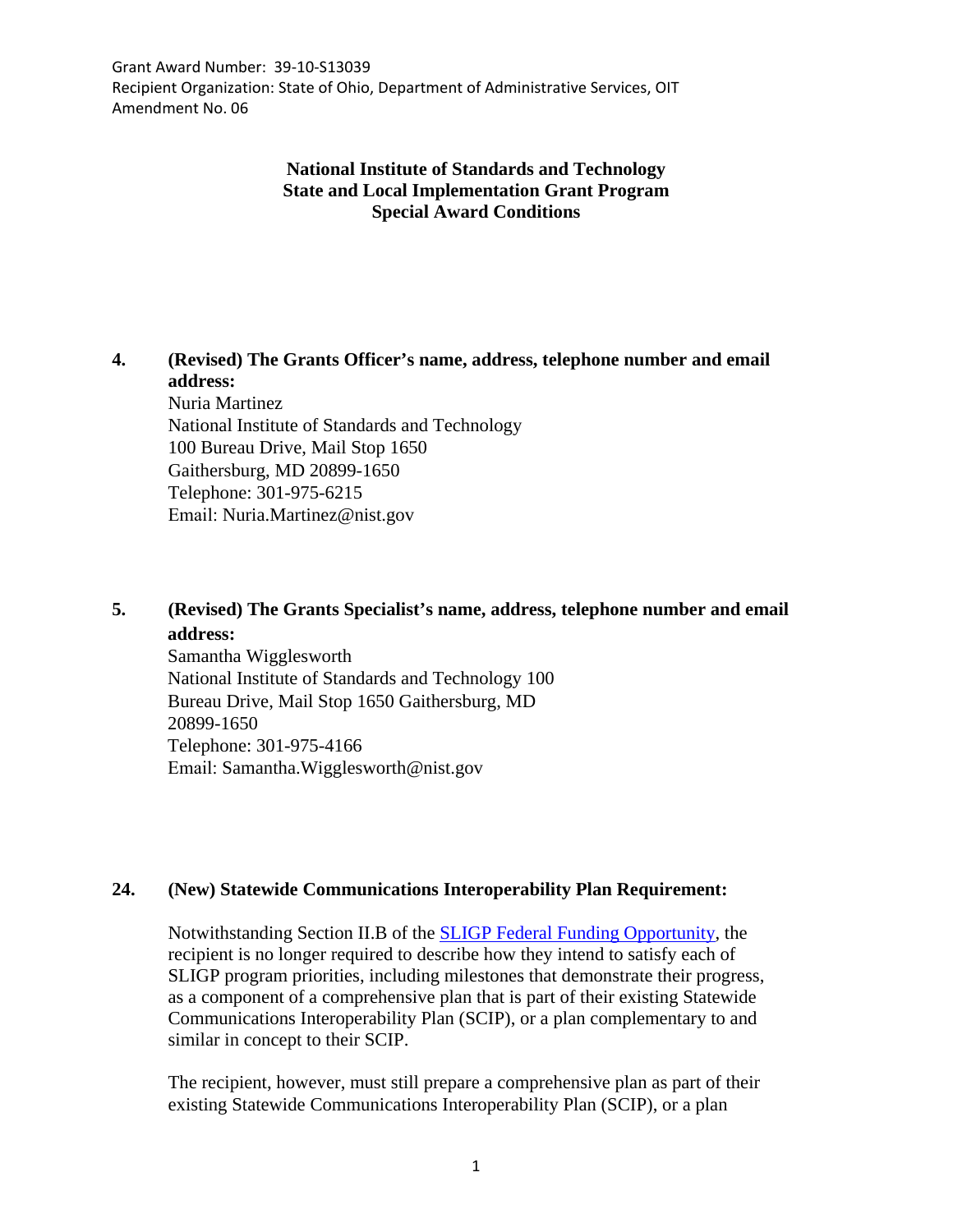Grant Award Number: 39-10-S13039
Recipient Organization: State of Ohio, Department of Administrative Services, OIT
Amendment No. 06

**National Institute of Standards and Technology**
**State and Local Implementation Grant Program**
**Special Award Conditions**

**4. (Revised) The Grants Officer's name, address, telephone number and email address:**

Nuria Martinez
National Institute of Standards and Technology
100 Bureau Drive, Mail Stop 1650
Gaithersburg, MD 20899-1650
Telephone: 301-975-6215
Email: Nuria.Martinez@nist.gov

**5. (Revised) The Grants Specialist's name, address, telephone number and email address:**

Samantha Wigglesworth
National Institute of Standards and Technology 100
Bureau Drive, Mail Stop 1650 Gaithersburg, MD
20899-1650
Telephone: 301-975-4166
Email: Samantha.Wigglesworth@nist.gov

**24. (New) Statewide Communications Interoperability Plan Requirement:**

Notwithstanding Section II.B of the [SLIGP Federal Funding Opportunity](), the recipient is no longer required to describe how they intend to satisfy each of SLIGP program priorities, including milestones that demonstrate their progress, as a component of a comprehensive plan that is part of their existing Statewide Communications Interoperability Plan (SCIP), or a plan complementary to and similar in concept to their SCIP.

The recipient, however, must still prepare a comprehensive plan as part of their existing Statewide Communications Interoperability Plan (SCIP), or a plan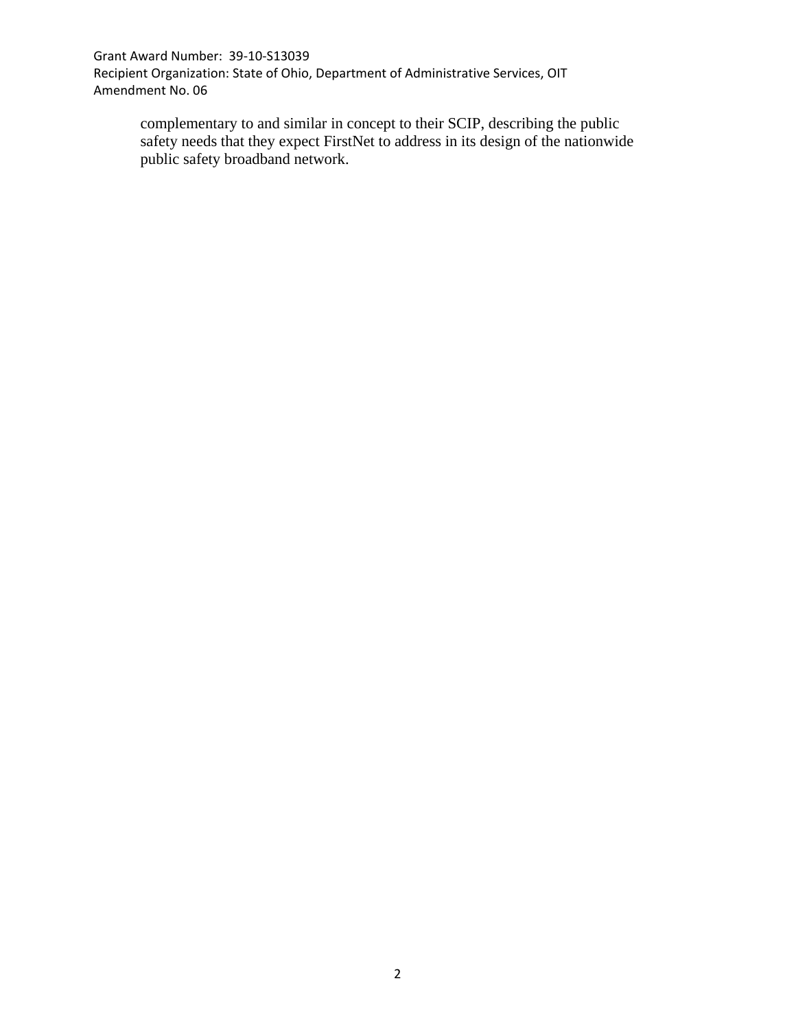complementary to and similar in concept to their SCIP, describing the public safety needs that they expect FirstNet to address in its design of the nationwide public safety broadband network.